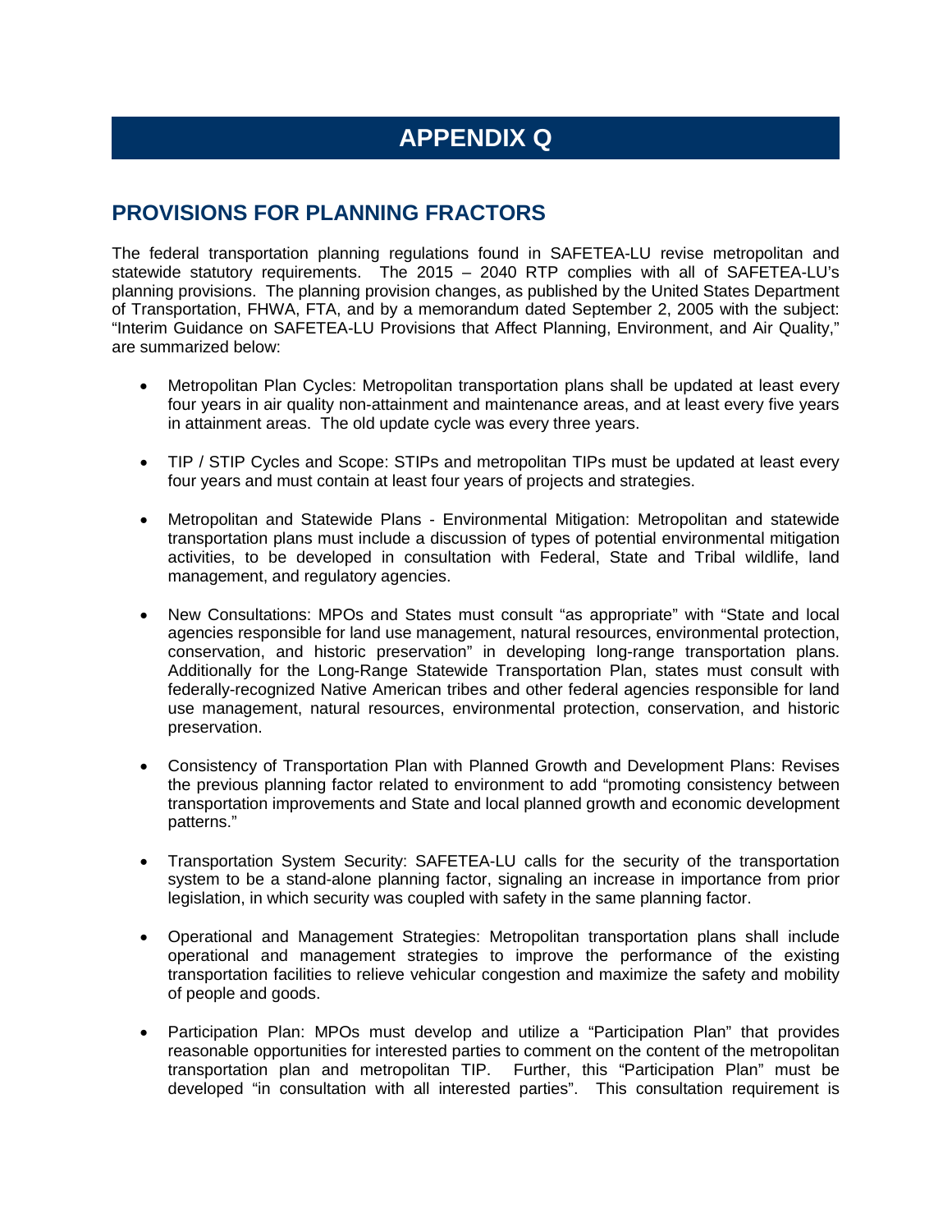# APPENDIX Q

## PROVISIONS FOR PLANNING FRACTORS

The federal transportation planning regulations found in SAFETEA-LU revise metropolitan and statewide statutory requirements. The 2015 – 2040 RTP complies with all of SAFETEA-LU's planning provisions. The planning provision changes, as published by the United States Department of Transportation, FHWA, FTA, and by a memorandum dated September 2, 2005 with the subject: "Interim Guidance on SAFETEA-LU Provisions that Affect Planning, Environment, and Air Quality," are summarized below:

- Metropolitan Plan Cycles: Metropolitan transportation plans shall be updated at least every four years in air quality non-attainment and maintenance areas, and at least every five years in attainment areas. The old update cycle was every three years.

- TIP / STIP Cycles and Scope: STIPs and metropolitan TIPs must be updated at least every four years and must contain at least four years of projects and strategies.

- Metropolitan and Statewide Plans - Environmental Mitigation: Metropolitan and statewide transportation plans must include a discussion of types of potential environmental mitigation activities, to be developed in consultation with Federal, State and Tribal wildlife, land management, and regulatory agencies.

- New Consultations: MPOs and States must consult "as appropriate" with "State and local agencies responsible for land use management, natural resources, environmental protection, conservation, and historic preservation" in developing long-range transportation plans. Additionally for the Long-Range Statewide Transportation Plan, states must consult with federally-recognized Native American tribes and other federal agencies responsible for land use management, natural resources, environmental protection, conservation, and historic preservation.

- Consistency of Transportation Plan with Planned Growth and Development Plans: Revises the previous planning factor related to environment to add "promoting consistency between transportation improvements and State and local planned growth and economic development patterns."

- Transportation System Security: SAFETEA-LU calls for the security of the transportation system to be a stand-alone planning factor, signaling an increase in importance from prior legislation, in which security was coupled with safety in the same planning factor.

- Operational and Management Strategies: Metropolitan transportation plans shall include operational and management strategies to improve the performance of the existing transportation facilities to relieve vehicular congestion and maximize the safety and mobility of people and goods.

- Participation Plan: MPOs must develop and utilize a "Participation Plan" that provides reasonable opportunities for interested parties to comment on the content of the metropolitan transportation plan and metropolitan TIP. Further, this "Participation Plan" must be developed "in consultation with all interested parties". This consultation requirement is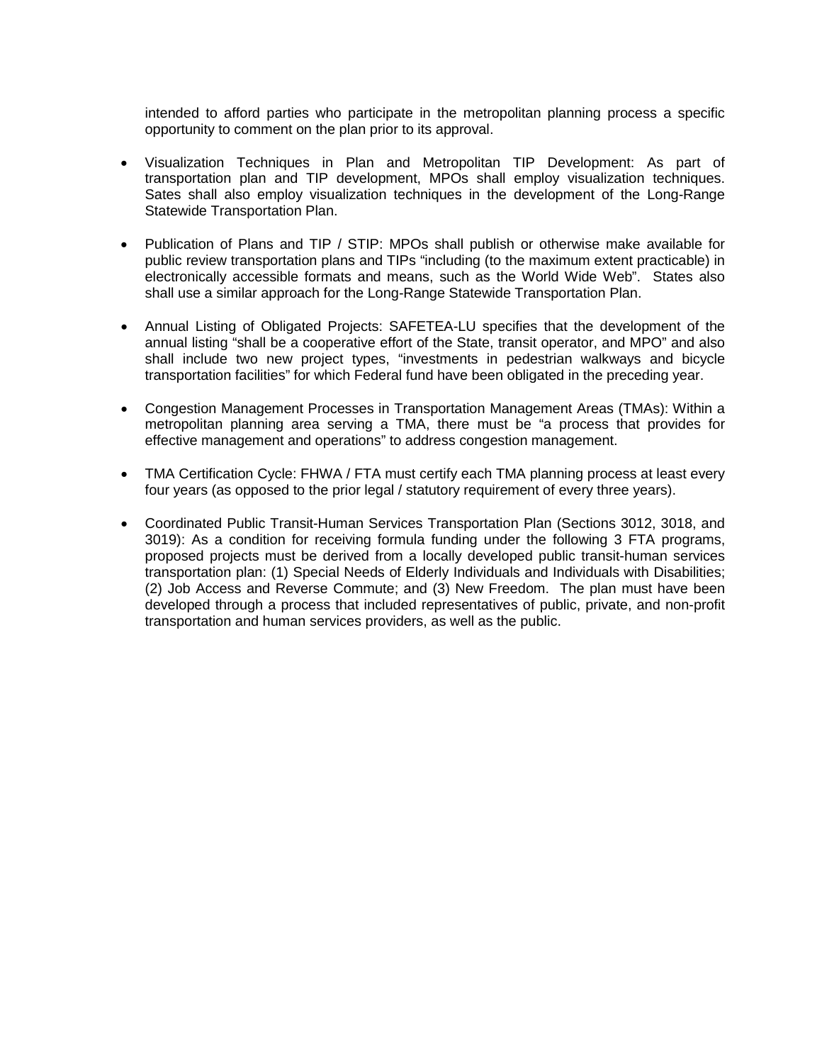intended to afford parties who participate in the metropolitan planning process a specific opportunity to comment on the plan prior to its approval.

- Visualization Techniques in Plan and Metropolitan TIP Development: As part of transportation plan and TIP development, MPOs shall employ visualization techniques. Sates shall also employ visualization techniques in the development of the Long-Range Statewide Transportation Plan.

- Publication of Plans and TIP / STIP: MPOs shall publish or otherwise make available for public review transportation plans and TIPs "including (to the maximum extent practicable) in electronically accessible formats and means, such as the World Wide Web". States also shall use a similar approach for the Long-Range Statewide Transportation Plan.

- Annual Listing of Obligated Projects: SAFETEA-LU specifies that the development of the annual listing "shall be a cooperative effort of the State, transit operator, and MPO" and also shall include two new project types, "investments in pedestrian walkways and bicycle transportation facilities" for which Federal fund have been obligated in the preceding year.

- Congestion Management Processes in Transportation Management Areas (TMAs): Within a metropolitan planning area serving a TMA, there must be "a process that provides for effective management and operations" to address congestion management.

- TMA Certification Cycle: FHWA / FTA must certify each TMA planning process at least every four years (as opposed to the prior legal / statutory requirement of every three years).

- Coordinated Public Transit-Human Services Transportation Plan (Sections 3012, 3018, and 3019): As a condition for receiving formula funding under the following 3 FTA programs, proposed projects must be derived from a locally developed public transit-human services transportation plan: (1) Special Needs of Elderly Individuals and Individuals with Disabilities; (2) Job Access and Reverse Commute; and (3) New Freedom. The plan must have been developed through a process that included representatives of public, private, and non-profit transportation and human services providers, as well as the public.